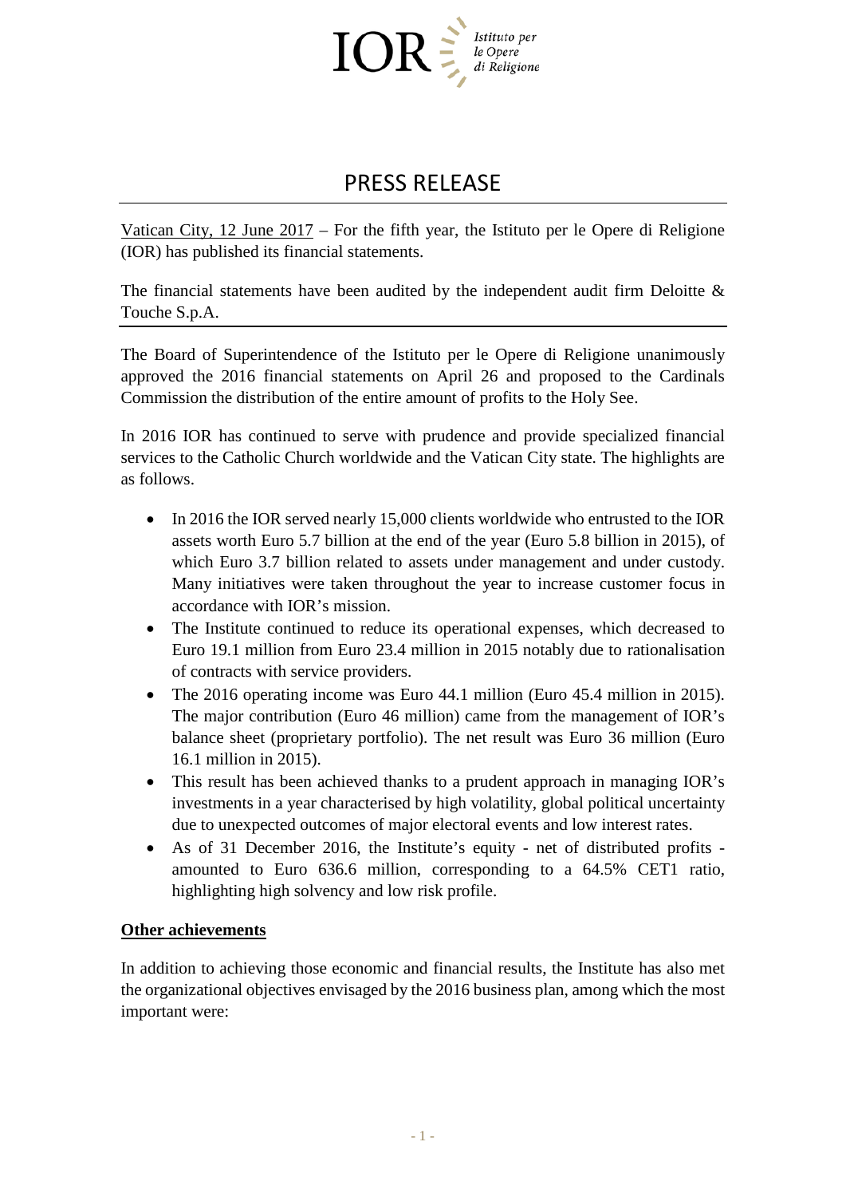IOR Istituto per le Opere di Religione

# PRESS RELEASE

Vatican City, 12 June 2017 – For the fifth year, the Istituto per le Opere di Religione (IOR) has published its financial statements.

The financial statements have been audited by the independent audit firm Deloitte & Touche S.p.A.

The Board of Superintendence of the Istituto per le Opere di Religione unanimously approved the 2016 financial statements on April 26 and proposed to the Cardinals Commission the distribution of the entire amount of profits to the Holy See.

In 2016 IOR has continued to serve with prudence and provide specialized financial services to the Catholic Church worldwide and the Vatican City state. The highlights are as follows.

- In 2016 the IOR served nearly 15,000 clients worldwide who entrusted to the IOR assets worth Euro 5.7 billion at the end of the year (Euro 5.8 billion in 2015), of which Euro 3.7 billion related to assets under management and under custody. Many initiatives were taken throughout the year to increase customer focus in accordance with IOR's mission.
- The Institute continued to reduce its operational expenses, which decreased to Euro 19.1 million from Euro 23.4 million in 2015 notably due to rationalisation of contracts with service providers.
- The 2016 operating income was Euro 44.1 million (Euro 45.4 million in 2015). The major contribution (Euro 46 million) came from the management of IOR's balance sheet (proprietary portfolio). The net result was Euro 36 million (Euro 16.1 million in 2015).
- This result has been achieved thanks to a prudent approach in managing IOR's investments in a year characterised by high volatility, global political uncertainty due to unexpected outcomes of major electoral events and low interest rates.
- As of 31 December 2016, the Institute's equity - net of distributed profits - amounted to Euro 636.6 million, corresponding to a 64.5% CET1 ratio, highlighting high solvency and low risk profile.

## Other achievements

In addition to achieving those economic and financial results, the Institute has also met the organizational objectives envisaged by the 2016 business plan, among which the most important were: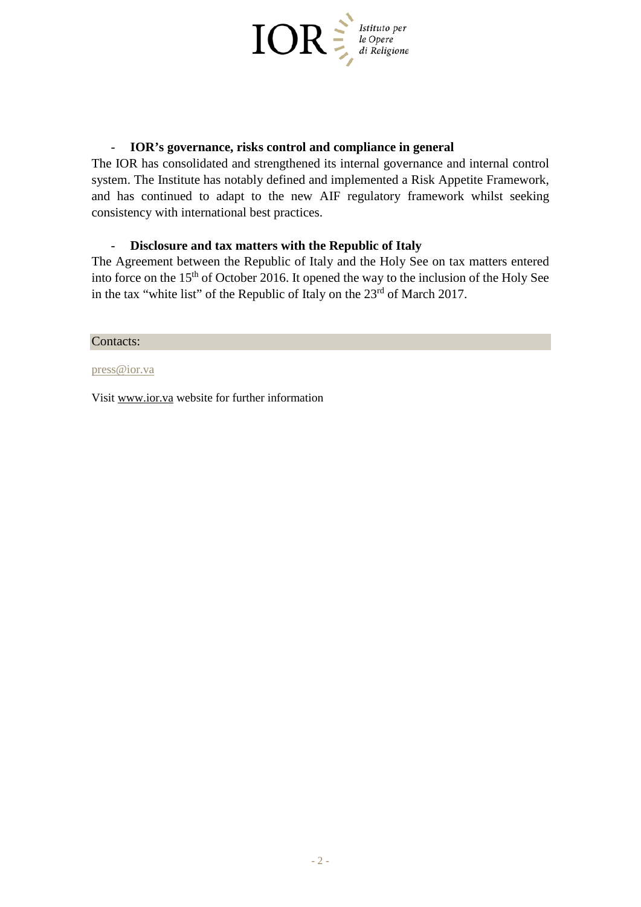- **IOR's governance, risks control and compliance in general**

The IOR has consolidated and strengthened its internal governance and internal control system. The Institute has notably defined and implemented a Risk Appetite Framework, and has continued to adapt to the new AIF regulatory framework whilst seeking consistency with international best practices.

- **Disclosure and tax matters with the Republic of Italy**

The Agreement between the Republic of Italy and the Holy See on tax matters entered into force on the 15th of October 2016. It opened the way to the inclusion of the Holy See in the tax "white list" of the Republic of Italy on the 23rd of March 2017.

Contacts:

press@ior.va

Visit www.ior.va website for further information